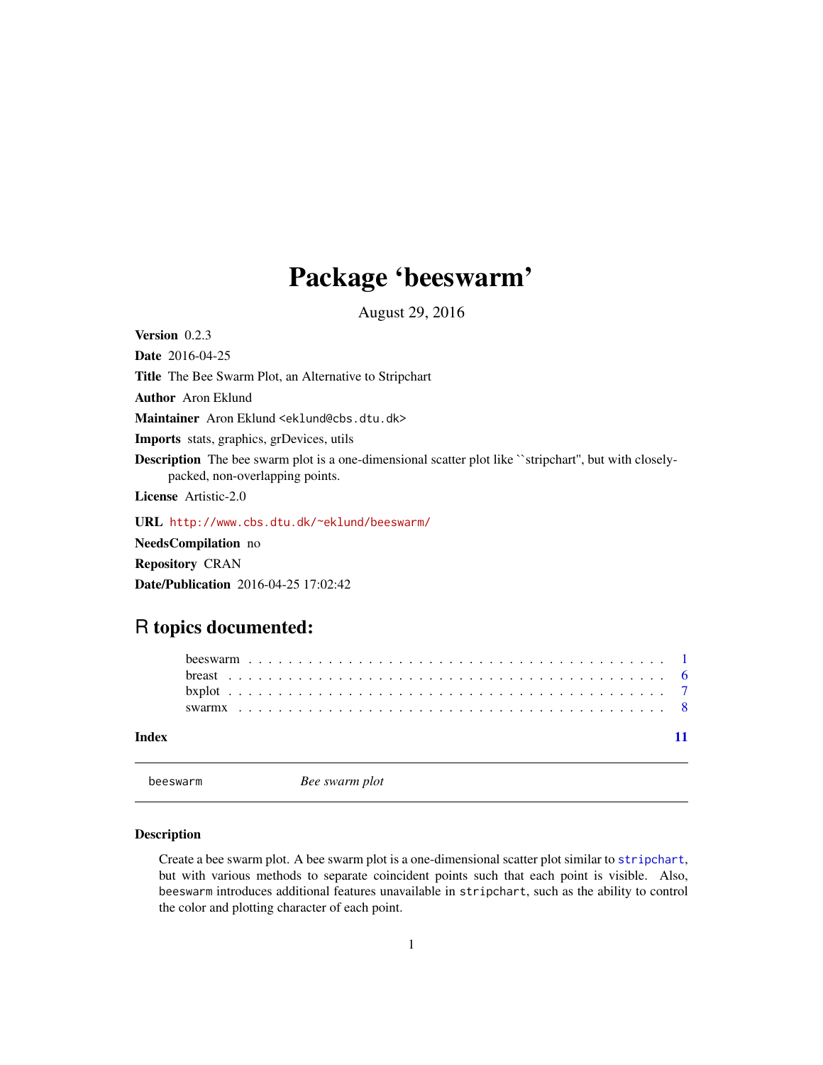# Package 'beeswarm'

August 29, 2016

**Version** 0.2.3

**Date** 2016-04-25

**Title** The Bee Swarm Plot, an Alternative to Stripchart

**Author** Aron Eklund

**Maintainer** Aron Eklund <eklund@cbs.dtu.dk>

**Imports** stats, graphics, grDevices, utils

**Description** The bee swarm plot is a one-dimensional scatter plot like ``stripchart'', but with closely-packed, non-overlapping points.

**License** Artistic-2.0

**URL** http://www.cbs.dtu.dk/~eklund/beeswarm/

**NeedsCompilation** no

**Repository** CRAN

**Date/Publication** 2016-04-25 17:02:42

## R topics documented:

- beeswarm . . . . . . . . . . . . . . . . . . . . . . . . . . . . . . . . . . . . . . . . 1
- breast . . . . . . . . . . . . . . . . . . . . . . . . . . . . . . . . . . . . . . . . . . 6
- bxplot . . . . . . . . . . . . . . . . . . . . . . . . . . . . . . . . . . . . . . . . . . 7
- swarmx . . . . . . . . . . . . . . . . . . . . . . . . . . . . . . . . . . . . . . . . . 8

**Index** 11

---

`beeswarm` *Bee swarm plot*

---

### Description

Create a bee swarm plot. A bee swarm plot is a one-dimensional scatter plot similar to `stripchart`, but with various methods to separate coincident points such that each point is visible. Also, `beeswarm` introduces additional features unavailable in `stripchart`, such as the ability to control the color and plotting character of each point.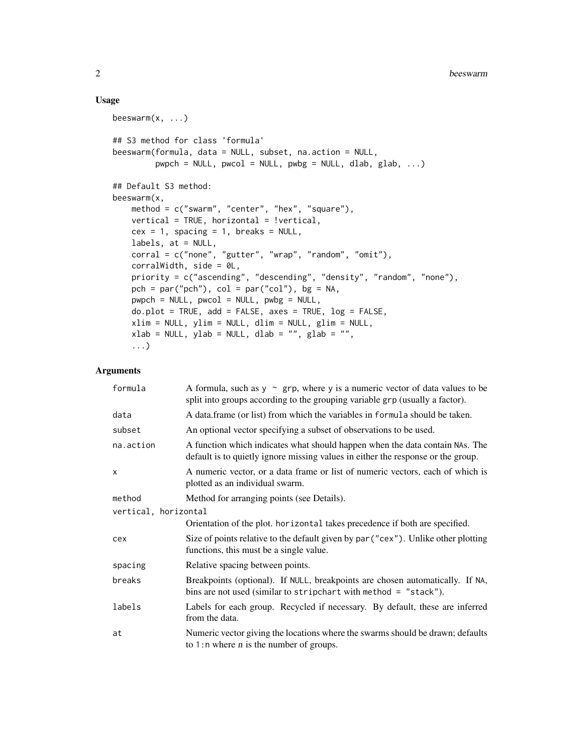## Usage

```
beeswarm(x, ...)

## S3 method for class 'formula'
beeswarm(formula, data = NULL, subset, na.action = NULL,
         pwpch = NULL, pwcol = NULL, pwbg = NULL, dlab, glab, ...)

## Default S3 method:
beeswarm(x,
    method = c("swarm", "center", "hex", "square"),
    vertical = TRUE, horizontal = !vertical,
    cex = 1, spacing = 1, breaks = NULL,
    labels, at = NULL,
    corral = c("none", "gutter", "wrap", "random", "omit"),
    corralWidth, side = 0L,
    priority = c("ascending", "descending", "density", "random", "none"),
    pch = par("pch"), col = par("col"), bg = NA,
    pwpch = NULL, pwcol = NULL, pwbg = NULL,
    do.plot = TRUE, add = FALSE, axes = TRUE, log = FALSE,
    xlim = NULL, ylim = NULL, dlim = NULL, glim = NULL,
    xlab = NULL, ylab = NULL, dlab = "", glab = "",
    ...)
```

## Arguments

| Argument | Description |
| --- | --- |
| `formula` | A formula, such as `y ~ grp`, where `y` is a numeric vector of data values to be split into groups according to the grouping variable `grp` (usually a factor). |
| `data` | A data.frame (or list) from which the variables in `formula` should be taken. |
| `subset` | An optional vector specifying a subset of observations to be used. |
| `na.action` | A function which indicates what should happen when the data contain `NA`s. The default is to quietly ignore missing values in either the response or the group. |
| `x` | A numeric vector, or a data frame or list of numeric vectors, each of which is plotted as an individual swarm. |
| `method` | Method for arranging points (see Details). |
| `vertical, horizontal` | Orientation of the plot. `horizontal` takes precedence if both are specified. |
| `cex` | Size of points relative to the default given by `par("cex")`. Unlike other plotting functions, this must be a single value. |
| `spacing` | Relative spacing between points. |
| `breaks` | Breakpoints (optional). If `NULL`, breakpoints are chosen automatically. If `NA`, bins are not used (similar to `stripchart` with `method = "stack"`). |
| `labels` | Labels for each group. Recycled if necessary. By default, these are inferred from the data. |
| `at` | Numeric vector giving the locations where the swarms should be drawn; defaults to `1:n` where *n* is the number of groups. |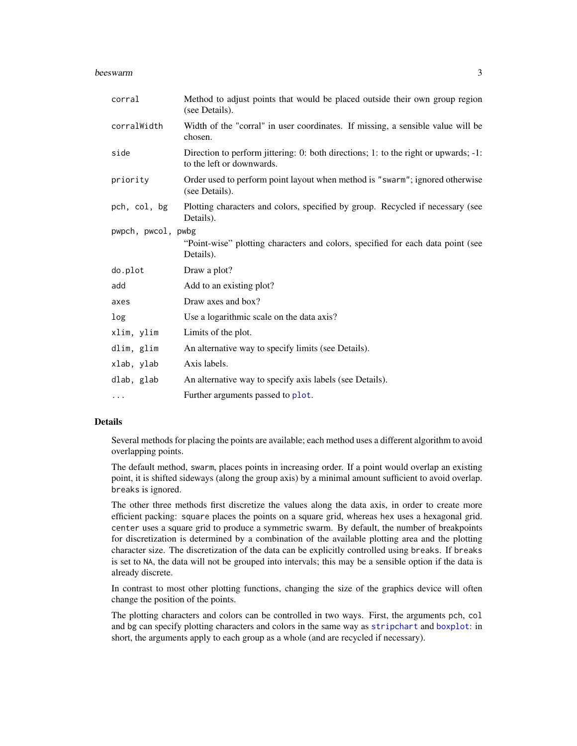| | |
|---|---|
| `corral` | Method to adjust points that would be placed outside their own group region (see Details). |
| `corralWidth` | Width of the "corral" in user coordinates. If missing, a sensible value will be chosen. |
| `side` | Direction to perform jittering: 0: both directions; 1: to the right or upwards; -1: to the left or downwards. |
| `priority` | Order used to perform point layout when method is `"swarm"`; ignored otherwise (see Details). |
| `pch, col, bg` | Plotting characters and colors, specified by group. Recycled if necessary (see Details). |
| `pwpch, pwcol, pwbg` | "Point-wise" plotting characters and colors, specified for each data point (see Details). |
| `do.plot` | Draw a plot? |
| `add` | Add to an existing plot? |
| `axes` | Draw axes and box? |
| `log` | Use a logarithmic scale on the data axis? |
| `xlim, ylim` | Limits of the plot. |
| `dlim, glim` | An alternative way to specify limits (see Details). |
| `xlab, ylab` | Axis labels. |
| `dlab, glab` | An alternative way to specify axis labels (see Details). |
| `...` | Further arguments passed to `plot`. |

## Details

Several methods for placing the points are available; each method uses a different algorithm to avoid overlapping points.

The default method, `swarm`, places points in increasing order. If a point would overlap an existing point, it is shifted sideways (along the group axis) by a minimal amount sufficient to avoid overlap. `breaks` is ignored.

The other three methods first discretize the values along the data axis, in order to create more efficient packing: `square` places the points on a square grid, whereas `hex` uses a hexagonal grid. `center` uses a square grid to produce a symmetric swarm. By default, the number of breakpoints for discretization is determined by a combination of the available plotting area and the plotting character size. The discretization of the data can be explicitly controlled using `breaks`. If `breaks` is set to `NA`, the data will not be grouped into intervals; this may be a sensible option if the data is already discrete.

In contrast to most other plotting functions, changing the size of the graphics device will often change the position of the points.

The plotting characters and colors can be controlled in two ways. First, the arguments `pch`, `col` and `bg` can specify plotting characters and colors in the same way as `stripchart` and `boxplot`: in short, the arguments apply to each group as a whole (and are recycled if necessary).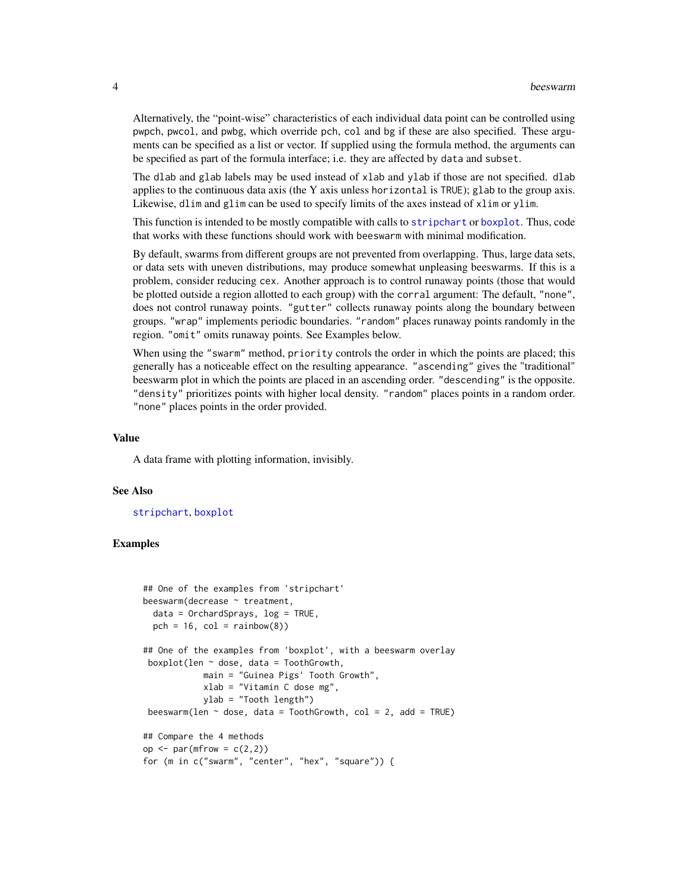Alternatively, the "point-wise" characteristics of each individual data point can be controlled using `pwpch`, `pwcol`, and `pwbg`, which override `pch`, `col` and `bg` if these are also specified. These arguments can be specified as a list or vector. If supplied using the formula method, the arguments can be specified as part of the formula interface; i.e. they are affected by `data` and `subset`.

The `dlab` and `glab` labels may be used instead of `xlab` and `ylab` if those are not specified. `dlab` applies to the continuous data axis (the Y axis unless `horizontal` is `TRUE`); `glab` to the group axis. Likewise, `dlim` and `glim` can be used to specify limits of the axes instead of `xlim` or `ylim`.

This function is intended to be mostly compatible with calls to `stripchart` or `boxplot`. Thus, code that works with these functions should work with `beeswarm` with minimal modification.

By default, swarms from different groups are not prevented from overlapping. Thus, large data sets, or data sets with uneven distributions, may produce somewhat unpleasing beeswarms. If this is a problem, consider reducing `cex`. Another approach is to control runaway points (those that would be plotted outside a region allotted to each group) with the `corral` argument: The default, `"none"`, does not control runaway points. `"gutter"` collects runaway points along the boundary between groups. `"wrap"` implements periodic boundaries. `"random"` places runaway points randomly in the region. `"omit"` omits runaway points. See Examples below.

When using the `"swarm"` method, `priority` controls the order in which the points are placed; this generally has a noticeable effect on the resulting appearance. `"ascending"` gives the "traditional" beeswarm plot in which the points are placed in an ascending order. `"descending"` is the opposite. `"density"` prioritizes points with higher local density. `"random"` places points in a random order. `"none"` places points in the order provided.

### Value

A data frame with plotting information, invisibly.

### See Also

`stripchart`, `boxplot`

### Examples

```
## One of the examples from 'stripchart'
beeswarm(decrease ~ treatment,
  data = OrchardSprays, log = TRUE,
  pch = 16, col = rainbow(8))

## One of the examples from 'boxplot', with a beeswarm overlay
 boxplot(len ~ dose, data = ToothGrowth,
            main = "Guinea Pigs' Tooth Growth",
            xlab = "Vitamin C dose mg",
            ylab = "Tooth length")
 beeswarm(len ~ dose, data = ToothGrowth, col = 2, add = TRUE)

## Compare the 4 methods
op <- par(mfrow = c(2,2))
for (m in c("swarm", "center", "hex", "square")) {
```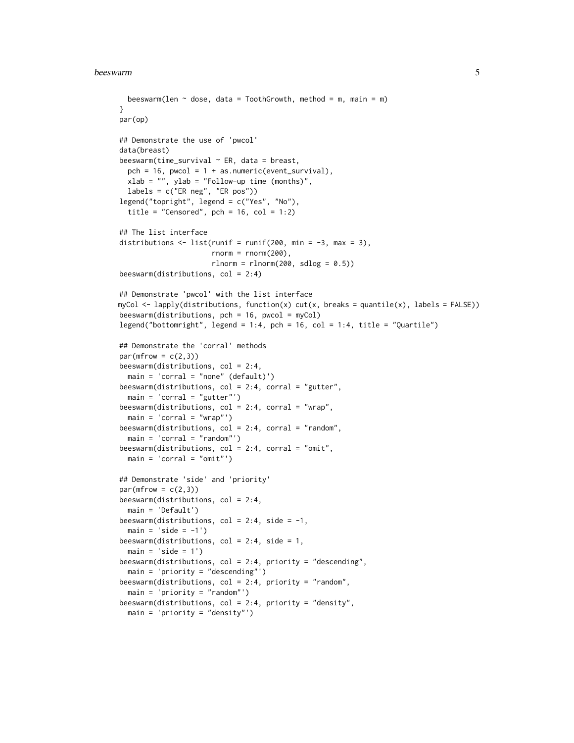```
  beeswarm(len ~ dose, data = ToothGrowth, method = m, main = m)
}
par(op)

## Demonstrate the use of 'pwcol'
data(breast)
beeswarm(time_survival ~ ER, data = breast,
  pch = 16, pwcol = 1 + as.numeric(event_survival),
  xlab = "", ylab = "Follow-up time (months)",
  labels = c("ER neg", "ER pos"))
legend("topright", legend = c("Yes", "No"),
  title = "Censored", pch = 16, col = 1:2)

## The list interface
distributions <- list(runif = runif(200, min = -3, max = 3),
                      rnorm = rnorm(200),
                      rlnorm = rlnorm(200, sdlog = 0.5))
beeswarm(distributions, col = 2:4)

## Demonstrate 'pwcol' with the list interface
myCol <- lapply(distributions, function(x) cut(x, breaks = quantile(x), labels = FALSE))
beeswarm(distributions, pch = 16, pwcol = myCol)
legend("bottomright", legend = 1:4, pch = 16, col = 1:4, title = "Quartile")

## Demonstrate the 'corral' methods
par(mfrow = c(2,3))
beeswarm(distributions, col = 2:4,
  main = 'corral = "none" (default)')
beeswarm(distributions, col = 2:4, corral = "gutter",
  main = 'corral = "gutter"')
beeswarm(distributions, col = 2:4, corral = "wrap",
  main = 'corral = "wrap"')
beeswarm(distributions, col = 2:4, corral = "random",
  main = 'corral = "random"')
beeswarm(distributions, col = 2:4, corral = "omit",
  main = 'corral = "omit"')

## Demonstrate 'side' and 'priority'
par(mfrow = c(2,3))
beeswarm(distributions, col = 2:4,
  main = 'Default')
beeswarm(distributions, col = 2:4, side = -1,
  main = 'side = -1')
beeswarm(distributions, col = 2:4, side = 1,
  main = 'side = 1')
beeswarm(distributions, col = 2:4, priority = "descending",
  main = 'priority = "descending"')
beeswarm(distributions, col = 2:4, priority = "random",
  main = 'priority = "random"')
beeswarm(distributions, col = 2:4, priority = "density",
  main = 'priority = "density"')
```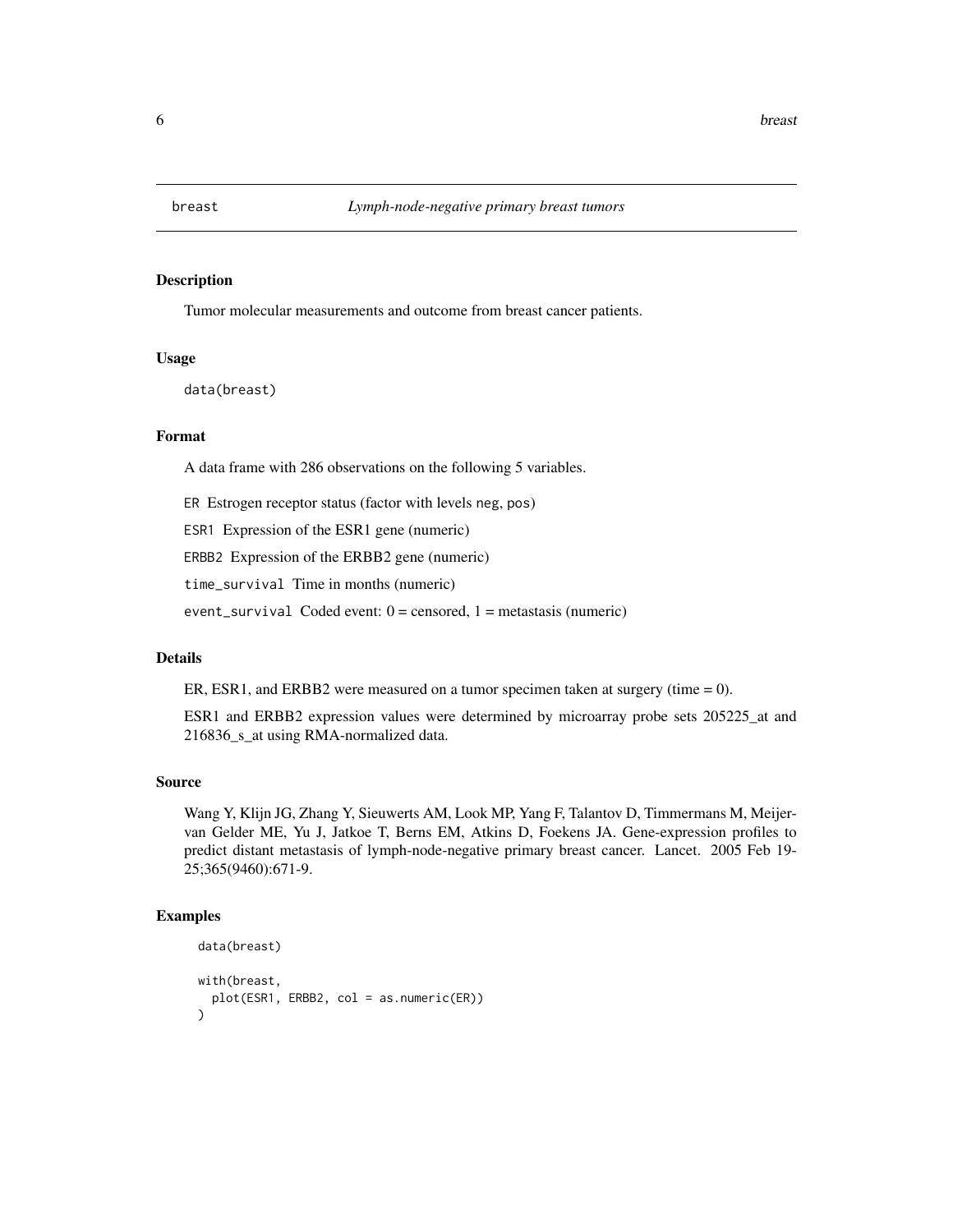breast *Lymph-node-negative primary breast tumors*

## Description

Tumor molecular measurements and outcome from breast cancer patients.

## Usage

```
data(breast)
```

## Format

A data frame with 286 observations on the following 5 variables.

`ER` Estrogen receptor status (factor with levels `neg`, `pos`)

`ESR1` Expression of the ESR1 gene (numeric)

`ERBB2` Expression of the ERBB2 gene (numeric)

`time_survival` Time in months (numeric)

`event_survival` Coded event: 0 = censored, 1 = metastasis (numeric)

## Details

ER, ESR1, and ERBB2 were measured on a tumor specimen taken at surgery (time = 0).

ESR1 and ERBB2 expression values were determined by microarray probe sets 205225_at and 216836_s_at using RMA-normalized data.

## Source

Wang Y, Klijn JG, Zhang Y, Sieuwerts AM, Look MP, Yang F, Talantov D, Timmermans M, Meijer-van Gelder ME, Yu J, Jatkoe T, Berns EM, Atkins D, Foekens JA. Gene-expression profiles to predict distant metastasis of lymph-node-negative primary breast cancer. Lancet. 2005 Feb 19-25;365(9460):671-9.

## Examples

```
data(breast)

with(breast,
  plot(ESR1, ERBB2, col = as.numeric(ER))
)
```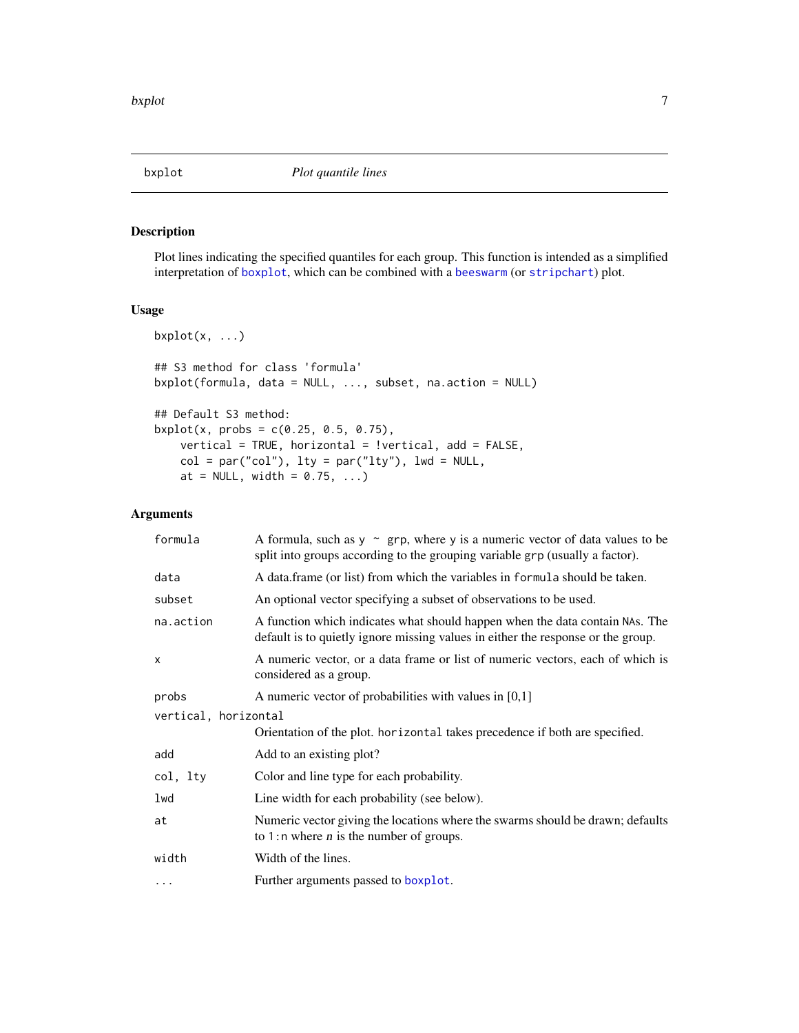## bxplot — *Plot quantile lines*

### Description

Plot lines indicating the specified quantiles for each group. This function is intended as a simplified interpretation of `boxplot`, which can be combined with a `beeswarm` (or `stripchart`) plot.

### Usage

```
bxplot(x, ...)

## S3 method for class 'formula'
bxplot(formula, data = NULL, ..., subset, na.action = NULL)

## Default S3 method:
bxplot(x, probs = c(0.25, 0.5, 0.75),
    vertical = TRUE, horizontal = !vertical, add = FALSE,
    col = par("col"), lty = par("lty"), lwd = NULL,
    at = NULL, width = 0.75, ...)
```

### Arguments

| | |
|---|---|
| `formula` | A formula, such as `y ~ grp`, where `y` is a numeric vector of data values to be split into groups according to the grouping variable `grp` (usually a factor). |
| `data` | A data.frame (or list) from which the variables in `formula` should be taken. |
| `subset` | An optional vector specifying a subset of observations to be used. |
| `na.action` | A function which indicates what should happen when the data contain `NA`s. The default is to quietly ignore missing values in either the response or the group. |
| `x` | A numeric vector, or a data frame or list of numeric vectors, each of which is considered as a group. |
| `probs` | A numeric vector of probabilities with values in [0,1] |
| `vertical, horizontal` | Orientation of the plot. `horizontal` takes precedence if both are specified. |
| `add` | Add to an existing plot? |
| `col, lty` | Color and line type for each probability. |
| `lwd` | Line width for each probability (see below). |
| `at` | Numeric vector giving the locations where the swarms should be drawn; defaults to `1:n` where *n* is the number of groups. |
| `width` | Width of the lines. |
| `...` | Further arguments passed to `boxplot`. |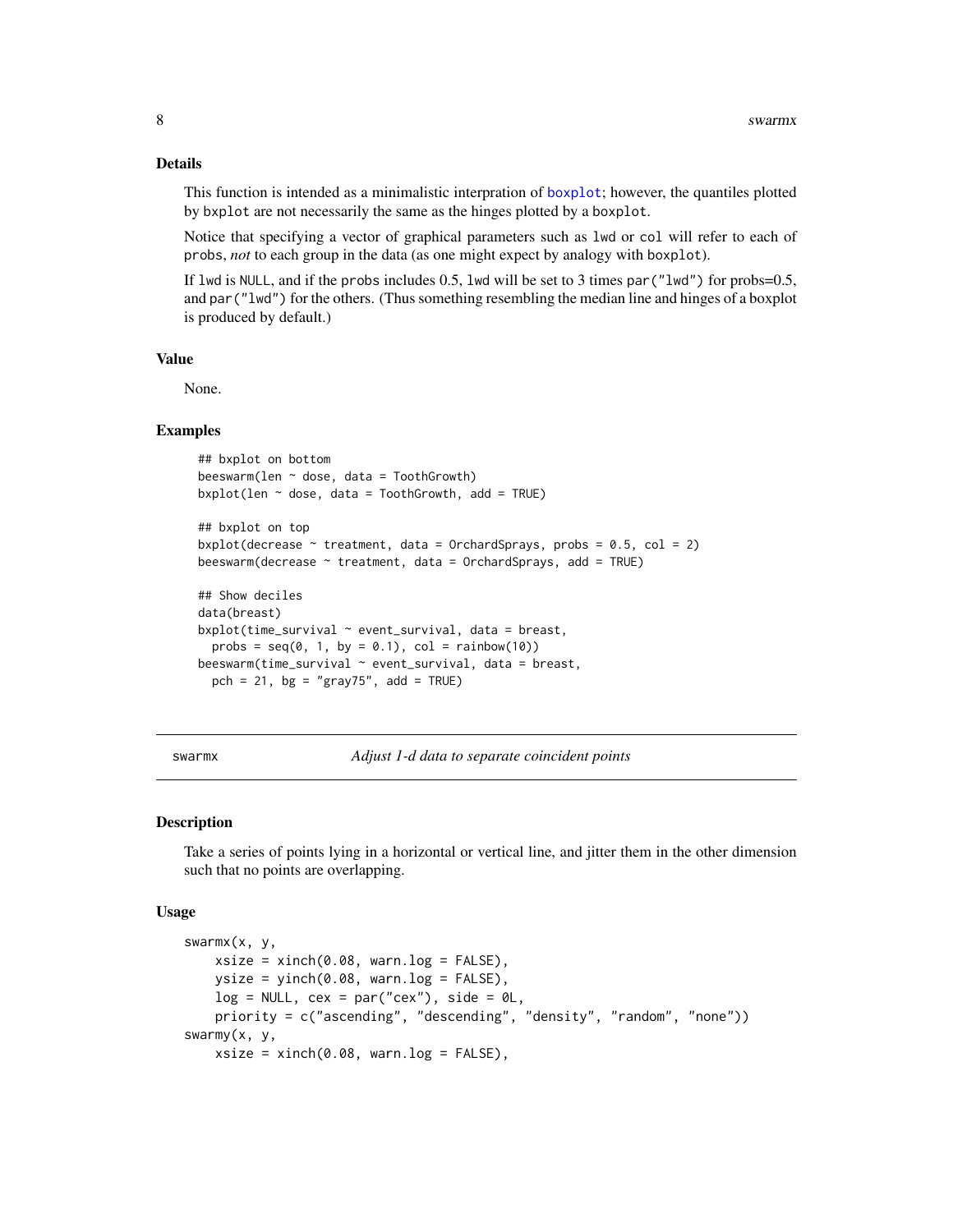### Details

This function is intended as a minimalistic interpration of boxplot; however, the quantiles plotted by bxplot are not necessarily the same as the hinges plotted by a boxplot.

Notice that specifying a vector of graphical parameters such as lwd or col will refer to each of probs, *not* to each group in the data (as one might expect by analogy with boxplot).

If lwd is NULL, and if the probs includes 0.5, lwd will be set to 3 times par("lwd") for probs=0.5, and par("lwd") for the others. (Thus something resembling the median line and hinges of a boxplot is produced by default.)

### Value

None.

### Examples

```
## bxplot on bottom
beeswarm(len ~ dose, data = ToothGrowth)
bxplot(len ~ dose, data = ToothGrowth, add = TRUE)

## bxplot on top
bxplot(decrease ~ treatment, data = OrchardSprays, probs = 0.5, col = 2)
beeswarm(decrease ~ treatment, data = OrchardSprays, add = TRUE)

## Show deciles
data(breast)
bxplot(time_survival ~ event_survival, data = breast,
  probs = seq(0, 1, by = 0.1), col = rainbow(10))
beeswarm(time_survival ~ event_survival, data = breast,
  pch = 21, bg = "gray75", add = TRUE)
```

---

## swarmx *Adjust 1-d data to separate coincident points*

### Description

Take a series of points lying in a horizontal or vertical line, and jitter them in the other dimension such that no points are overlapping.

### Usage

```
swarmx(x, y,
    xsize = xinch(0.08, warn.log = FALSE),
    ysize = yinch(0.08, warn.log = FALSE),
    log = NULL, cex = par("cex"), side = 0L,
    priority = c("ascending", "descending", "density", "random", "none"))
swarmy(x, y,
    xsize = xinch(0.08, warn.log = FALSE),
```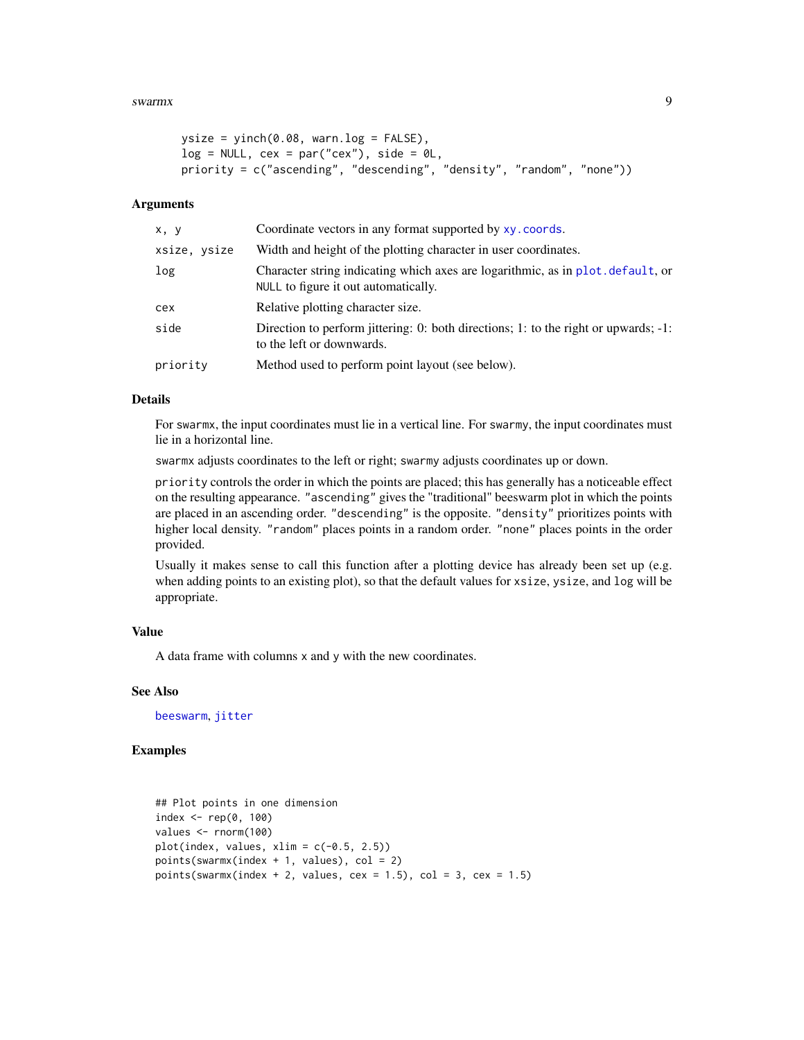```
    ysize = yinch(0.08, warn.log = FALSE),
    log = NULL, cex = par("cex"), side = 0L,
    priority = c("ascending", "descending", "density", "random", "none"))
```

## Arguments

| | |
|---|---|
| `x, y` | Coordinate vectors in any format supported by `xy.coords`. |
| `xsize, ysize` | Width and height of the plotting character in user coordinates. |
| `log` | Character string indicating which axes are logarithmic, as in `plot.default`, or `NULL` to figure it out automatically. |
| `cex` | Relative plotting character size. |
| `side` | Direction to perform jittering: 0: both directions; 1: to the right or upwards; -1: to the left or downwards. |
| `priority` | Method used to perform point layout (see below). |

## Details

For `swarmx`, the input coordinates must lie in a vertical line. For `swarmy`, the input coordinates must lie in a horizontal line.

`swarmx` adjusts coordinates to the left or right; `swarmy` adjusts coordinates up or down.

`priority` controls the order in which the points are placed; this has generally has a noticeable effect on the resulting appearance. `"ascending"` gives the "traditional" beeswarm plot in which the points are placed in an ascending order. `"descending"` is the opposite. `"density"` prioritizes points with higher local density. `"random"` places points in a random order. `"none"` places points in the order provided.

Usually it makes sense to call this function after a plotting device has already been set up (e.g. when adding points to an existing plot), so that the default values for `xsize`, `ysize`, and `log` will be appropriate.

## Value

A data frame with columns `x` and `y` with the new coordinates.

## See Also

`beeswarm`, `jitter`

## Examples

```
## Plot points in one dimension
index <- rep(0, 100)
values <- rnorm(100)
plot(index, values, xlim = c(-0.5, 2.5))
points(swarmx(index + 1, values), col = 2)
points(swarmx(index + 2, values, cex = 1.5), col = 3, cex = 1.5)
```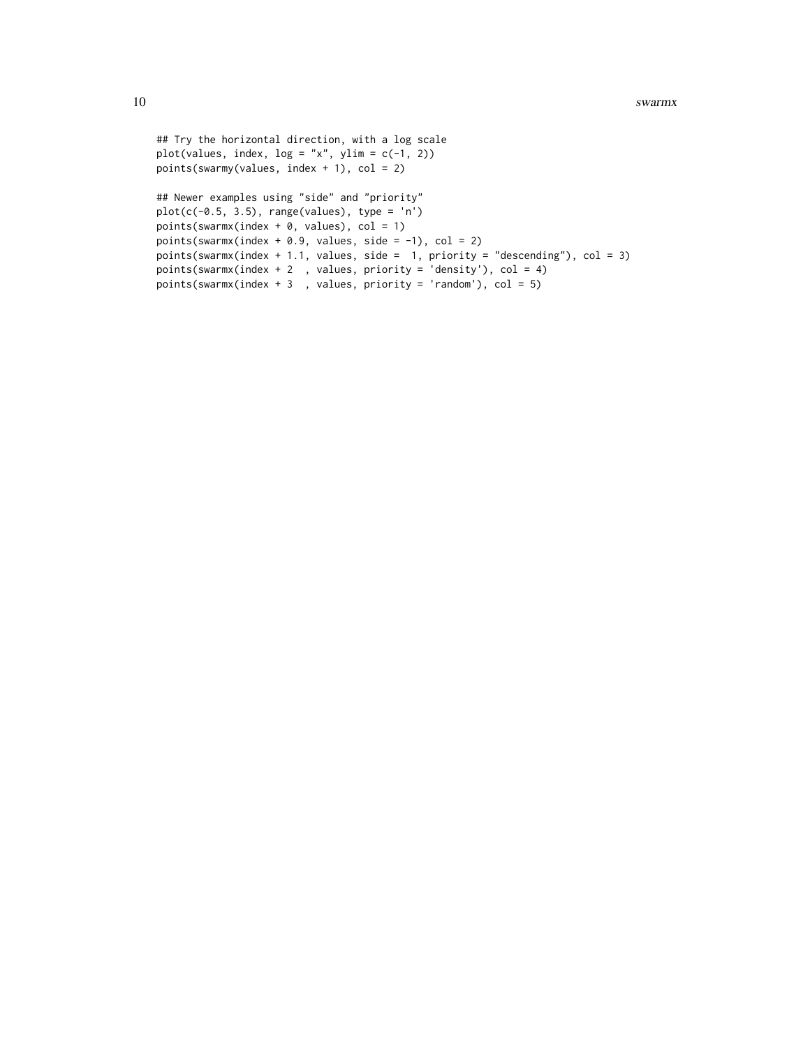```
## Try the horizontal direction, with a log scale
plot(values, index, log = "x", ylim = c(-1, 2))
points(swarmy(values, index + 1), col = 2)

## Newer examples using "side" and "priority"
plot(c(-0.5, 3.5), range(values), type = 'n')
points(swarmx(index + 0, values), col = 1)
points(swarmx(index + 0.9, values, side = -1), col = 2)
points(swarmx(index + 1.1, values, side =  1, priority = "descending"), col = 3)
points(swarmx(index + 2  , values, priority = 'density'), col = 4)
points(swarmx(index + 3  , values, priority = 'random'), col = 5)
```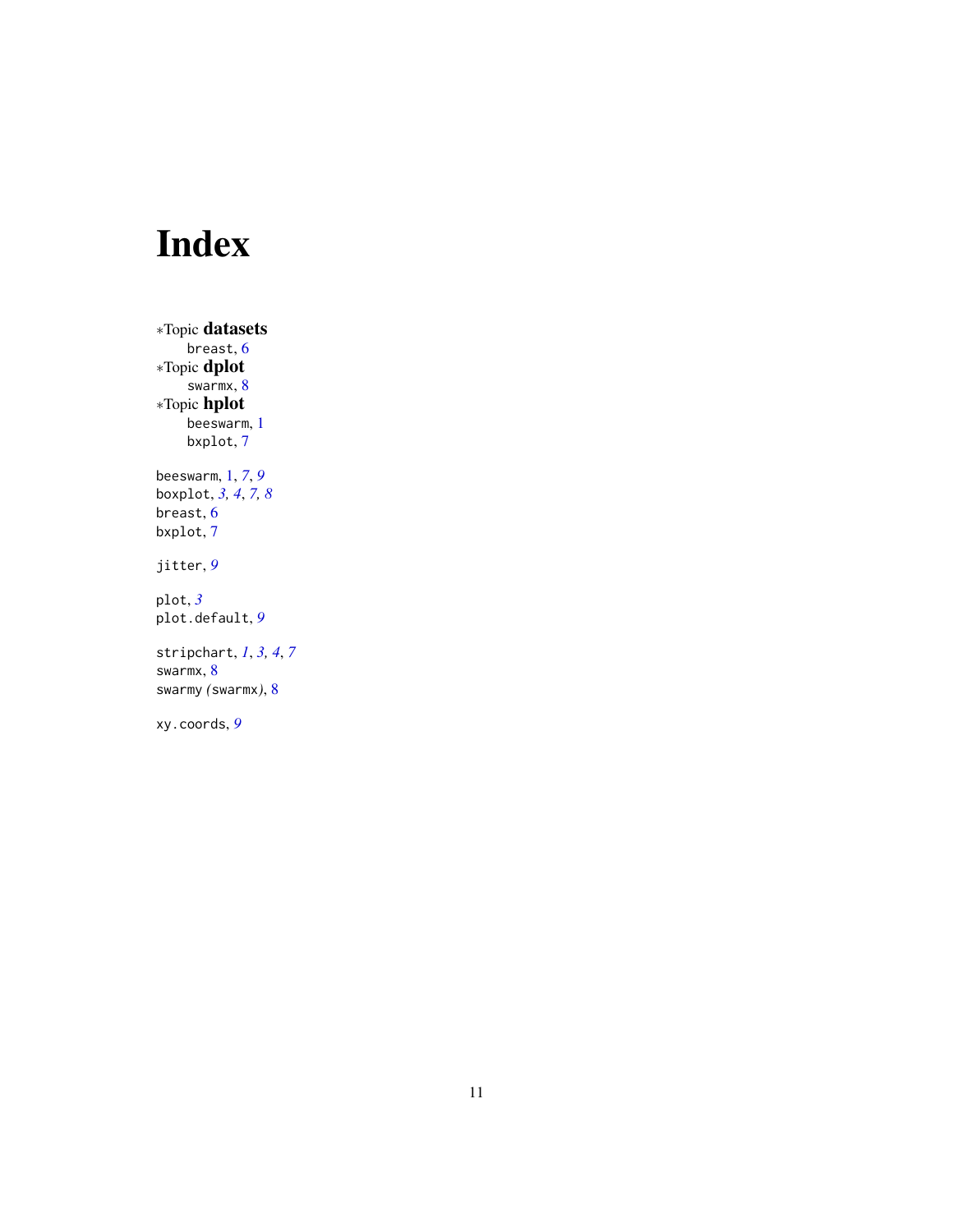# Index

*Topic **datasets**
    breast, 6
*Topic **dplot**
    swarmx, 8
*Topic **hplot**
    beeswarm, 1
    bxplot, 7

beeswarm, 1, *7*, *9*
boxplot, *3, 4*, *7, 8*
breast, 6
bxplot, 7

jitter, *9*

plot, *3*
plot.default, *9*

stripchart, *1*, *3, 4*, *7*
swarmx, 8
swarmy *(*swarmx*)*, 8

xy.coords, *9*